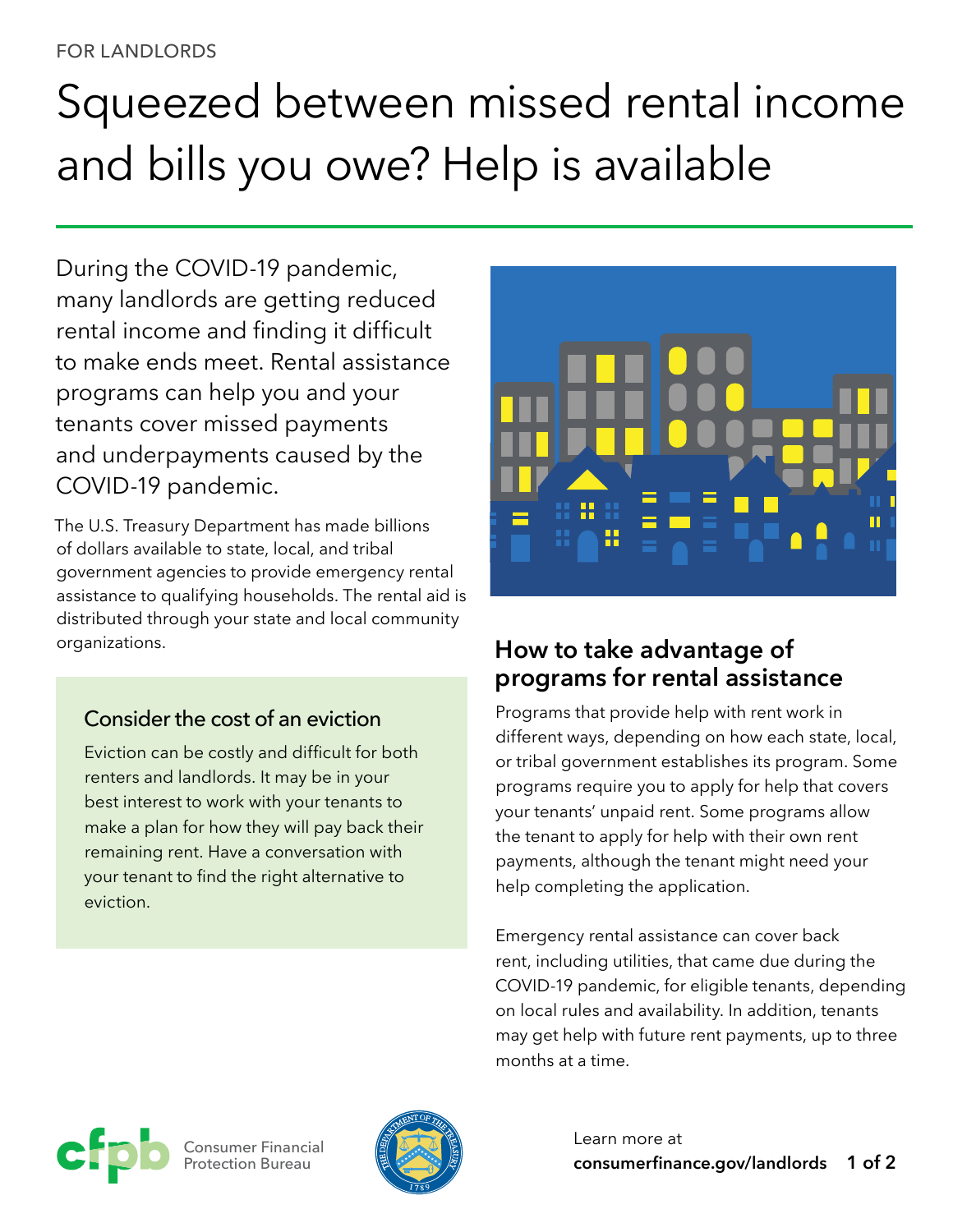FOR LANDLORDS

# Squeezed between missed rental income and bills you owe? Help is available

During the COVID-19 pandemic, many landlords are getting reduced rental income and finding it difficult to make ends meet. Rental assistance programs can help you and your tenants cover missed payments and underpayments caused by the COVID-19 pandemic.

The U.S. Treasury Department has made billions of dollars available to state, local, and tribal government agencies to provide emergency rental assistance to qualifying households. The rental aid is distributed through your state and local community organizations.

### Consider the cost of an eviction

Eviction can be costly and difficult for both renters and landlords. It may be in your best interest to work with your tenants to make a plan for how they will pay back their remaining rent. Have a conversation with your tenant to find the right alternative to eviction.

## How to take advantage of programs for rental assistance

Programs that provide help with rent work in different ways, depending on how each state, local, or tribal government establishes its program. Some programs require you to apply for help that covers your tenants' unpaid rent. Some programs allow the tenant to apply for help with their own rent payments, although the tenant might need your help completing the application.

Emergency rental assistance can cover back rent, including utilities, that came due during the COVID-19 pandemic, for eligible tenants, depending on local rules and availability. In addition, tenants may get help with future rent payments, up to three months at a time.

Consumer Financial Protection Bureau

Learn more at **consumerfinance.gov/landlords**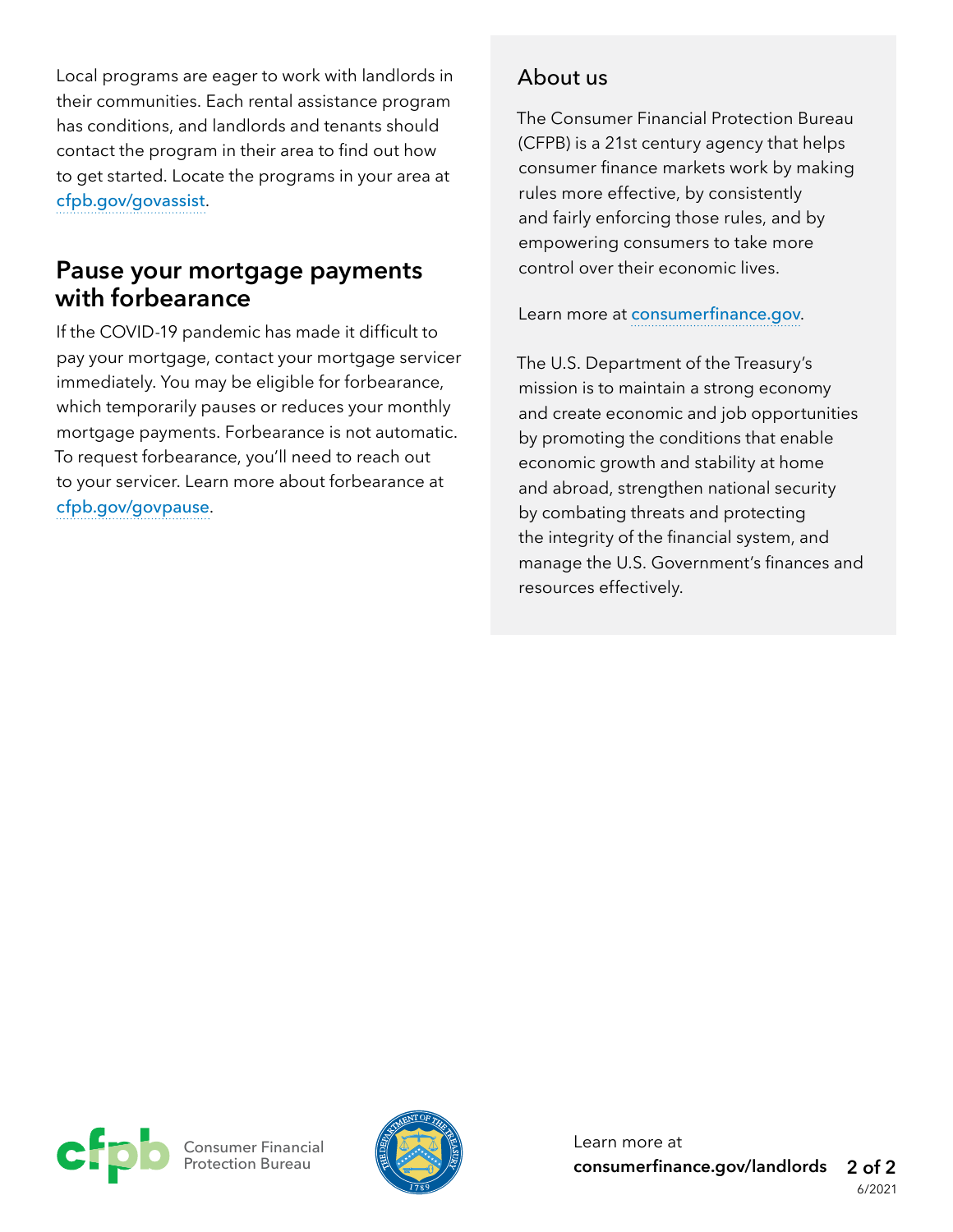Local programs are eager to work with landlords in their communities. Each rental assistance program has conditions, and landlords and tenants should contact the program in their area to find out how to get started. Locate the programs in your area at cfpb.gov/govassist.

## Pause your mortgage payments with forbearance

If the COVID-19 pandemic has made it difficult to pay your mortgage, contact your mortgage servicer immediately. You may be eligible for forbearance, which temporarily pauses or reduces your monthly mortgage payments. Forbearance is not automatic. To request forbearance, you'll need to reach out to your servicer. Learn more about forbearance at cfpb.gov/govpause.

## About us

The Consumer Financial Protection Bureau (CFPB) is a 21st century agency that helps consumer finance markets work by making rules more effective, by consistently and fairly enforcing those rules, and by empowering consumers to take more control over their economic lives.

Learn more at consumerfinance.gov.

The U.S. Department of the Treasury's mission is to maintain a strong economy and create economic and job opportunities by promoting the conditions that enable economic growth and stability at home and abroad, strengthen national security by combating threats and protecting the integrity of the financial system, and manage the U.S. Government's finances and resources effectively.

Learn more at **consumerfinance.gov/landlords**